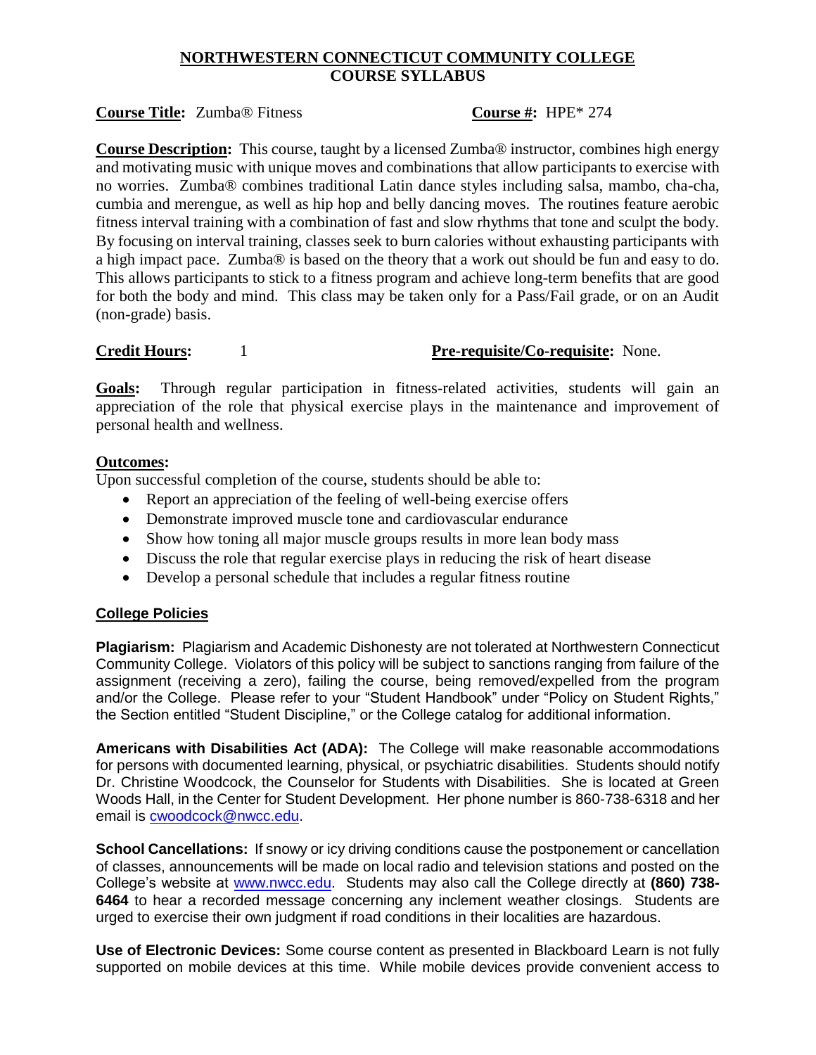# NORTHWESTERN CONNECTICUT COMMUNITY COLLEGE
## COURSE SYLLABUS

**Course Title:** Zumba® Fitness **Course #:** HPE* 274

**Course Description:** This course, taught by a licensed Zumba® instructor, combines high energy and motivating music with unique moves and combinations that allow participants to exercise with no worries. Zumba® combines traditional Latin dance styles including salsa, mambo, cha-cha, cumbia and merengue, as well as hip hop and belly dancing moves. The routines feature aerobic fitness interval training with a combination of fast and slow rhythms that tone and sculpt the body. By focusing on interval training, classes seek to burn calories without exhausting participants with a high impact pace. Zumba® is based on the theory that a work out should be fun and easy to do. This allows participants to stick to a fitness program and achieve long-term benefits that are good for both the body and mind. This class may be taken only for a Pass/Fail grade, or on an Audit (non-grade) basis.

**Credit Hours:** 1 **Pre-requisite/Co-requisite:** None.

**Goals:** Through regular participation in fitness-related activities, students will gain an appreciation of the role that physical exercise plays in the maintenance and improvement of personal health and wellness.

**Outcomes:**
Upon successful completion of the course, students should be able to:

- Report an appreciation of the feeling of well-being exercise offers
- Demonstrate improved muscle tone and cardiovascular endurance
- Show how toning all major muscle groups results in more lean body mass
- Discuss the role that regular exercise plays in reducing the risk of heart disease
- Develop a personal schedule that includes a regular fitness routine

### College Policies

**Plagiarism:** Plagiarism and Academic Dishonesty are not tolerated at Northwestern Connecticut Community College. Violators of this policy will be subject to sanctions ranging from failure of the assignment (receiving a zero), failing the course, being removed/expelled from the program and/or the College. Please refer to your "Student Handbook" under "Policy on Student Rights," the Section entitled "Student Discipline," or the College catalog for additional information.

**Americans with Disabilities Act (ADA):** The College will make reasonable accommodations for persons with documented learning, physical, or psychiatric disabilities. Students should notify Dr. Christine Woodcock, the Counselor for Students with Disabilities. She is located at Green Woods Hall, in the Center for Student Development. Her phone number is 860-738-6318 and her email is cwoodcock@nwcc.edu.

**School Cancellations:** If snowy or icy driving conditions cause the postponement or cancellation of classes, announcements will be made on local radio and television stations and posted on the College's website at www.nwcc.edu. Students may also call the College directly at **(860) 738-6464** to hear a recorded message concerning any inclement weather closings. Students are urged to exercise their own judgment if road conditions in their localities are hazardous.

**Use of Electronic Devices:** Some course content as presented in Blackboard Learn is not fully supported on mobile devices at this time. While mobile devices provide convenient access to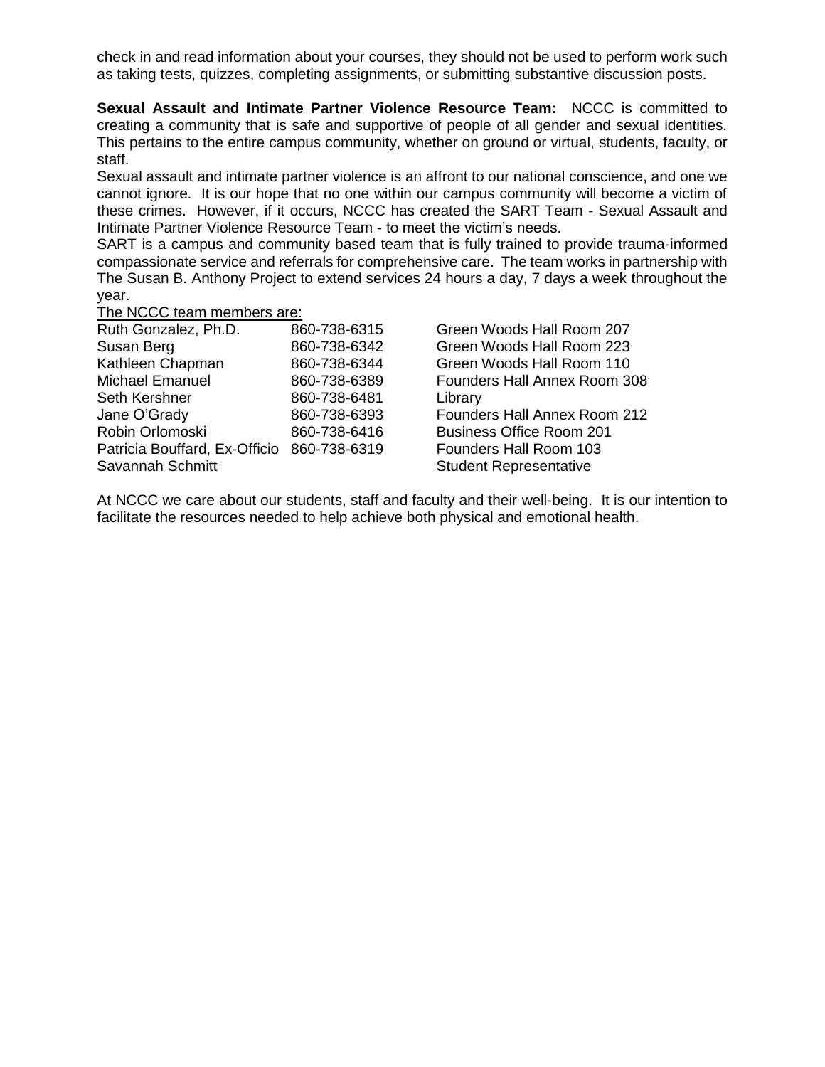check in and read information about your courses, they should not be used to perform work such as taking tests, quizzes, completing assignments, or submitting substantive discussion posts.

**Sexual Assault and Intimate Partner Violence Resource Team:** NCCC is committed to creating a community that is safe and supportive of people of all gender and sexual identities. This pertains to the entire campus community, whether on ground or virtual, students, faculty, or staff.

Sexual assault and intimate partner violence is an affront to our national conscience, and one we cannot ignore. It is our hope that no one within our campus community will become a victim of these crimes. However, if it occurs, NCCC has created the SART Team - Sexual Assault and Intimate Partner Violence Resource Team - to meet the victim's needs.

SART is a campus and community based team that is fully trained to provide trauma-informed compassionate service and referrals for comprehensive care. The team works in partnership with The Susan B. Anthony Project to extend services 24 hours a day, 7 days a week throughout the year.

<u>The NCCC team members are:</u>

| | | |
|---|---|---|
| Ruth Gonzalez, Ph.D. | 860-738-6315 | Green Woods Hall Room 207 |
| Susan Berg | 860-738-6342 | Green Woods Hall Room 223 |
| Kathleen Chapman | 860-738-6344 | Green Woods Hall Room 110 |
| Michael Emanuel | 860-738-6389 | Founders Hall Annex Room 308 |
| Seth Kershner | 860-738-6481 | Library |
| Jane O'Grady | 860-738-6393 | Founders Hall Annex Room 212 |
| Robin Orlomoski | 860-738-6416 | Business Office Room 201 |
| Patricia Bouffard, Ex-Officio | 860-738-6319 | Founders Hall Room 103 |
| Savannah Schmitt | | Student Representative |

At NCCC we care about our students, staff and faculty and their well-being. It is our intention to facilitate the resources needed to help achieve both physical and emotional health.